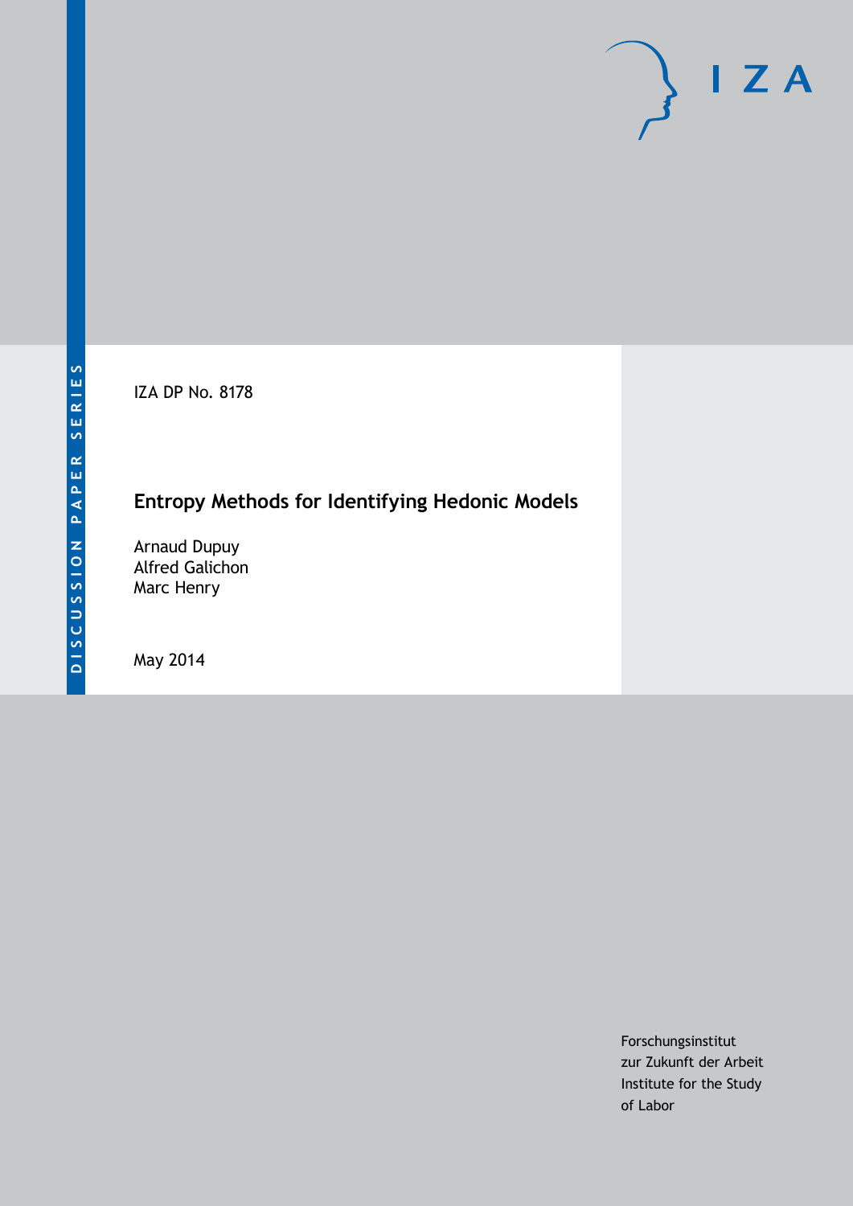DISCUSSION PAPER SERIES

IZA DP No. 8178

# Entropy Methods for Identifying Hedonic Models

Arnaud Dupuy
Alfred Galichon
Marc Henry

May 2014

IZA

Forschungsinstitut
zur Zukunft der Arbeit
Institute for the Study
of Labor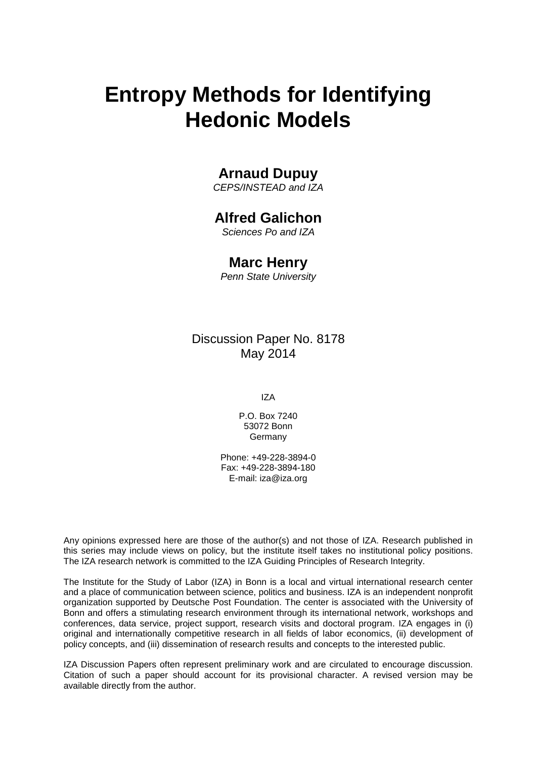# Entropy Methods for Identifying Hedonic Models

## Arnaud Dupuy

*CEPS/INSTEAD and IZA*

## Alfred Galichon

*Sciences Po and IZA*

## Marc Henry

*Penn State University*

Discussion Paper No. 8178
May 2014

IZA

P.O. Box 7240
53072 Bonn
Germany

Phone: +49-228-3894-0
Fax: +49-228-3894-180
E-mail: iza@iza.org

Any opinions expressed here are those of the author(s) and not those of IZA. Research published in this series may include views on policy, but the institute itself takes no institutional policy positions. The IZA research network is committed to the IZA Guiding Principles of Research Integrity.

The Institute for the Study of Labor (IZA) in Bonn is a local and virtual international research center and a place of communication between science, politics and business. IZA is an independent nonprofit organization supported by Deutsche Post Foundation. The center is associated with the University of Bonn and offers a stimulating research environment through its international network, workshops and conferences, data service, project support, research visits and doctoral program. IZA engages in (i) original and internationally competitive research in all fields of labor economics, (ii) development of policy concepts, and (iii) dissemination of research results and concepts to the interested public.

IZA Discussion Papers often represent preliminary work and are circulated to encourage discussion. Citation of such a paper should account for its provisional character. A revised version may be available directly from the author.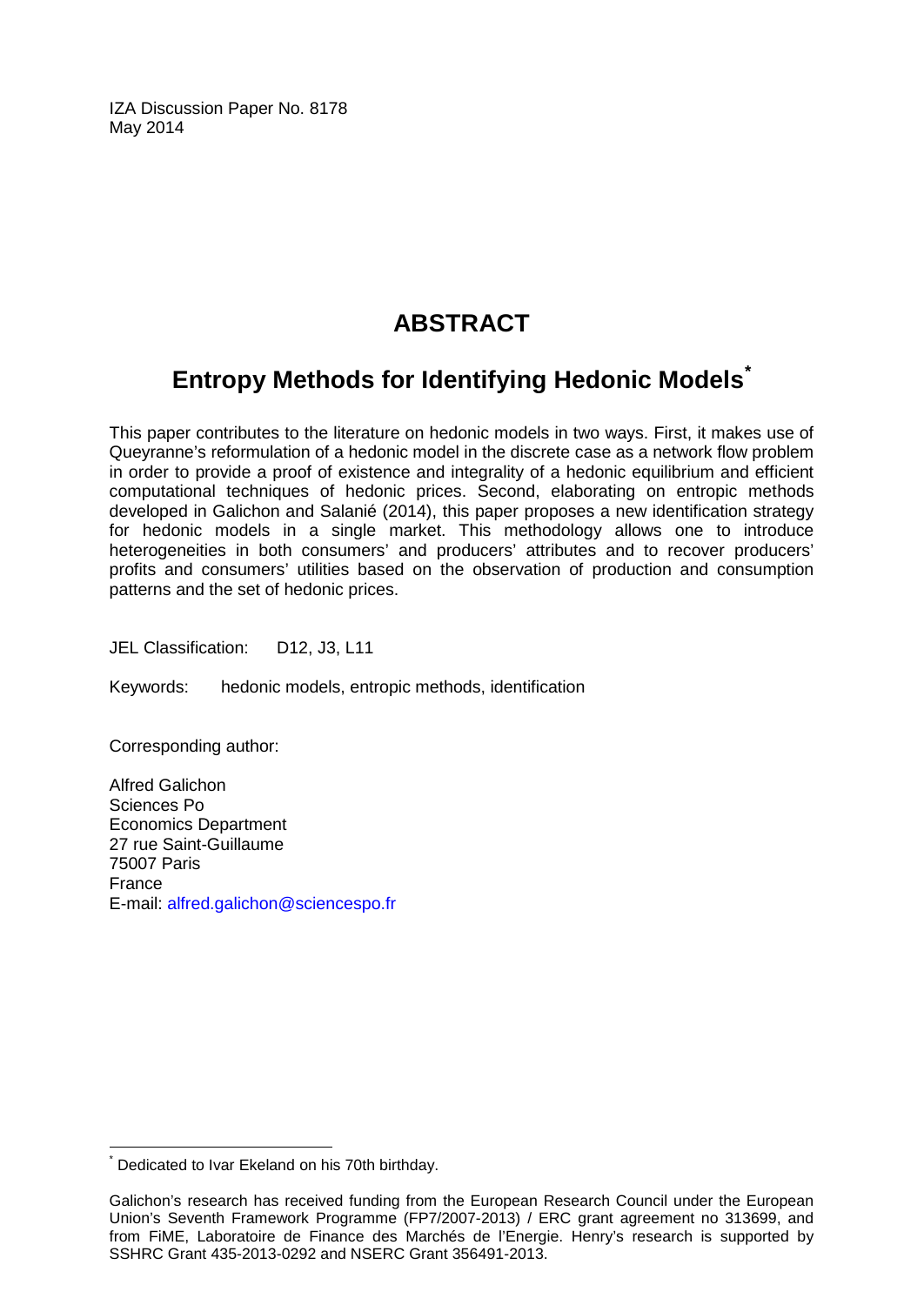IZA Discussion Paper No. 8178
May 2014

# ABSTRACT

## Entropy Methods for Identifying Hedonic Models[*]

This paper contributes to the literature on hedonic models in two ways. First, it makes use of Queyranne's reformulation of a hedonic model in the discrete case as a network flow problem in order to provide a proof of existence and integrality of a hedonic equilibrium and efficient computational techniques of hedonic prices. Second, elaborating on entropic methods developed in Galichon and Salanié (2014), this paper proposes a new identification strategy for hedonic models in a single market. This methodology allows one to introduce heterogeneities in both consumers' and producers' attributes and to recover producers' profits and consumers' utilities based on the observation of production and consumption patterns and the set of hedonic prices.

JEL Classification: D12, J3, L11

Keywords: hedonic models, entropic methods, identification

Corresponding author:

Alfred Galichon
Sciences Po
Economics Department
27 rue Saint-Guillaume
75007 Paris
France
E-mail: alfred.galichon@sciencespo.fr

---

[*] Dedicated to Ivar Ekeland on his 70th birthday.

Galichon's research has received funding from the European Research Council under the European Union's Seventh Framework Programme (FP7/2007-2013) / ERC grant agreement no 313699, and from FiME, Laboratoire de Finance des Marchés de l'Energie. Henry's research is supported by SSHRC Grant 435-2013-0292 and NSERC Grant 356491-2013.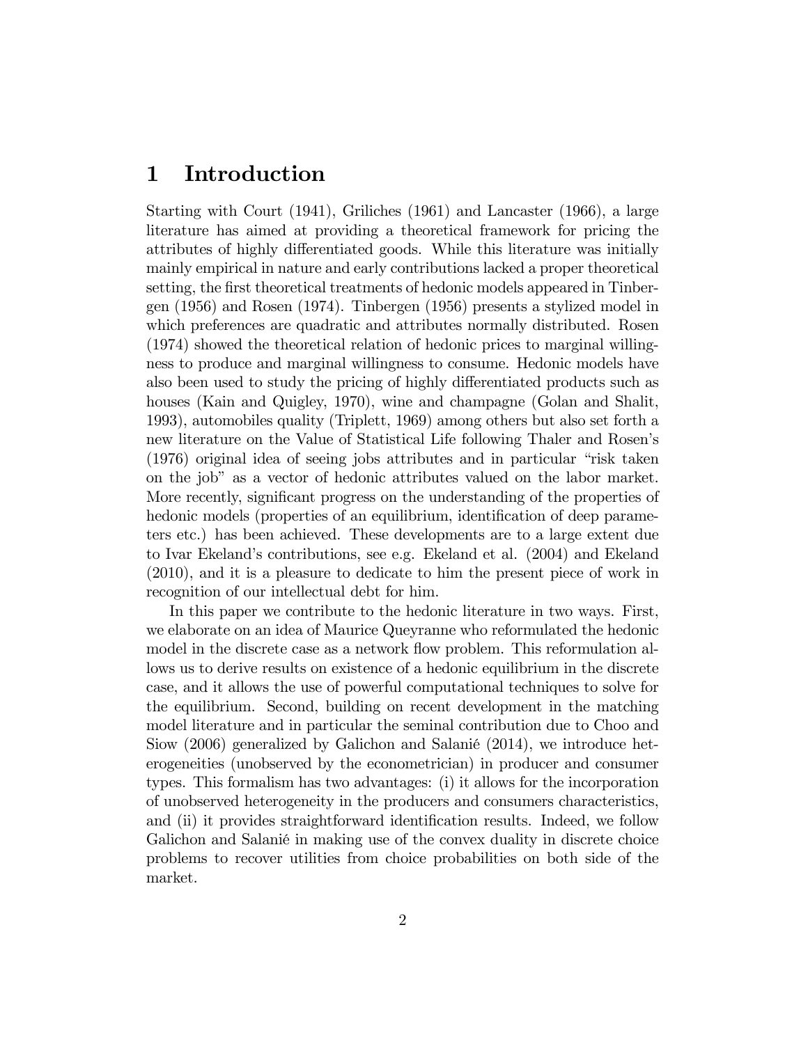# 1 Introduction

Starting with Court (1941), Griliches (1961) and Lancaster (1966), a large literature has aimed at providing a theoretical framework for pricing the attributes of highly differentiated goods. While this literature was initially mainly empirical in nature and early contributions lacked a proper theoretical setting, the first theoretical treatments of hedonic models appeared in Tinbergen (1956) and Rosen (1974). Tinbergen (1956) presents a stylized model in which preferences are quadratic and attributes normally distributed. Rosen (1974) showed the theoretical relation of hedonic prices to marginal willingness to produce and marginal willingness to consume. Hedonic models have also been used to study the pricing of highly differentiated products such as houses (Kain and Quigley, 1970), wine and champagne (Golan and Shalit, 1993), automobiles quality (Triplett, 1969) among others but also set forth a new literature on the Value of Statistical Life following Thaler and Rosen's (1976) original idea of seeing jobs attributes and in particular "risk taken on the job" as a vector of hedonic attributes valued on the labor market. More recently, significant progress on the understanding of the properties of hedonic models (properties of an equilibrium, identification of deep parameters etc.) has been achieved. These developments are to a large extent due to Ivar Ekeland's contributions, see e.g. Ekeland et al. (2004) and Ekeland (2010), and it is a pleasure to dedicate to him the present piece of work in recognition of our intellectual debt for him.

In this paper we contribute to the hedonic literature in two ways. First, we elaborate on an idea of Maurice Queyranne who reformulated the hedonic model in the discrete case as a network flow problem. This reformulation allows us to derive results on existence of a hedonic equilibrium in the discrete case, and it allows the use of powerful computational techniques to solve for the equilibrium. Second, building on recent development in the matching model literature and in particular the seminal contribution due to Choo and Siow (2006) generalized by Galichon and Salanié (2014), we introduce heterogeneities (unobserved by the econometrician) in producer and consumer types. This formalism has two advantages: (i) it allows for the incorporation of unobserved heterogeneity in the producers and consumers characteristics, and (ii) it provides straightforward identification results. Indeed, we follow Galichon and Salanié in making use of the convex duality in discrete choice problems to recover utilities from choice probabilities on both side of the market.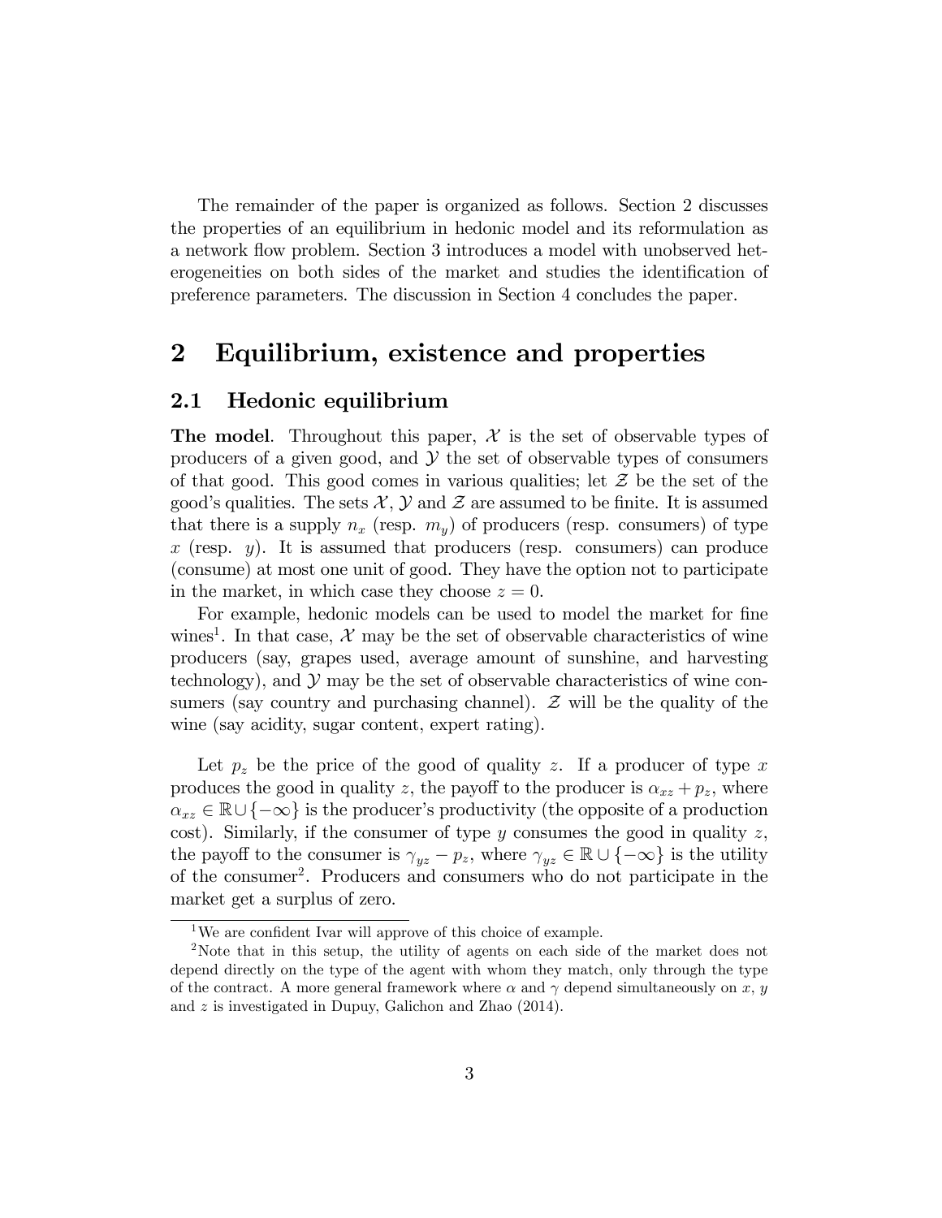The remainder of the paper is organized as follows. Section 2 discusses the properties of an equilibrium in hedonic model and its reformulation as a network flow problem. Section 3 introduces a model with unobserved heterogeneities on both sides of the market and studies the identification of preference parameters. The discussion in Section 4 concludes the paper.

# 2 Equilibrium, existence and properties

## 2.1 Hedonic equilibrium

**The model**. Throughout this paper, $\mathcal{X}$ is the set of observable types of producers of a given good, and $\mathcal{Y}$ the set of observable types of consumers of that good. This good comes in various qualities; let $\mathcal{Z}$ be the set of the good's qualities. The sets $\mathcal{X}$, $\mathcal{Y}$ and $\mathcal{Z}$ are assumed to be finite. It is assumed that there is a supply $n_x$ (resp. $m_y$) of producers (resp. consumers) of type $x$ (resp. $y$). It is assumed that producers (resp. consumers) can produce (consume) at most one unit of good. They have the option not to participate in the market, in which case they choose $z = 0$.

For example, hedonic models can be used to model the market for fine wines[1]. In that case, $\mathcal{X}$ may be the set of observable characteristics of wine producers (say, grapes used, average amount of sunshine, and harvesting technology), and $\mathcal{Y}$ may be the set of observable characteristics of wine consumers (say country and purchasing channel). $\mathcal{Z}$ will be the quality of the wine (say acidity, sugar content, expert rating).

Let $p_z$ be the price of the good of quality $z$. If a producer of type $x$ produces the good in quality $z$, the payoff to the producer is $\alpha_{xz} + p_z$, where $\alpha_{xz} \in \mathbb{R} \cup \{-\infty\}$ is the producer's productivity (the opposite of a production cost). Similarly, if the consumer of type $y$ consumes the good in quality $z$, the payoff to the consumer is $\gamma_{yz} - p_z$, where $\gamma_{yz} \in \mathbb{R} \cup \{-\infty\}$ is the utility of the consumer[2]. Producers and consumers who do not participate in the market get a surplus of zero.

[1] We are confident Ivar will approve of this choice of example.

[2] Note that in this setup, the utility of agents on each side of the market does not depend directly on the type of the agent with whom they match, only through the type of the contract. A more general framework where $\alpha$ and $\gamma$ depend simultaneously on $x$, $y$ and $z$ is investigated in Dupuy, Galichon and Zhao (2014).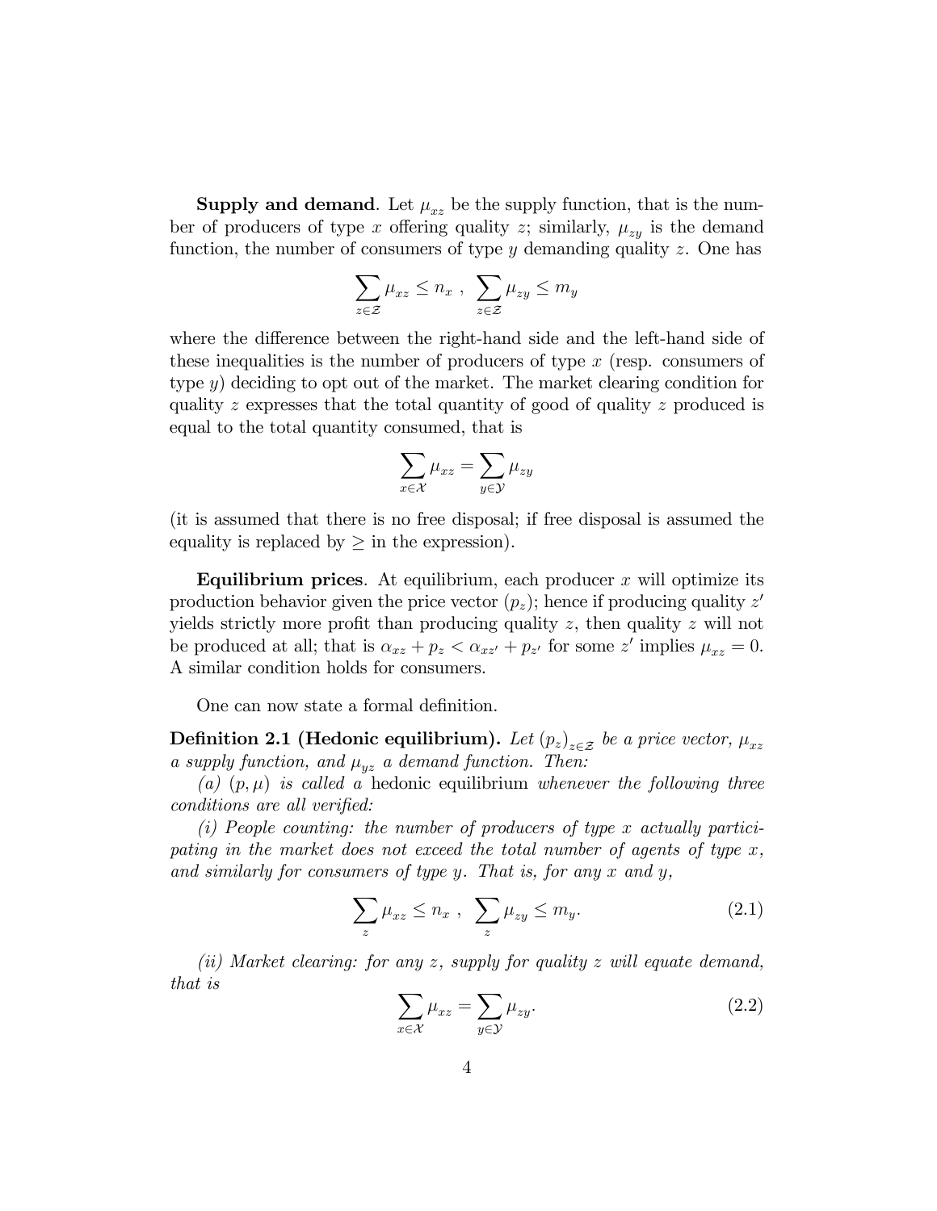**Supply and demand**. Let $\mu_{xz}$ be the supply function, that is the number of producers of type $x$ offering quality $z$; similarly, $\mu_{zy}$ is the demand function, the number of consumers of type $y$ demanding quality $z$. One has

$$\sum_{z \in \mathcal{Z}} \mu_{xz} \leq n_x \ , \ \sum_{z \in \mathcal{Z}} \mu_{zy} \leq m_y$$

where the difference between the right-hand side and the left-hand side of these inequalities is the number of producers of type $x$ (resp. consumers of type $y$) deciding to opt out of the market. The market clearing condition for quality $z$ expresses that the total quantity of good of quality $z$ produced is equal to the total quantity consumed, that is

$$\sum_{x \in \mathcal{X}} \mu_{xz} = \sum_{y \in \mathcal{Y}} \mu_{zy}$$

(it is assumed that there is no free disposal; if free disposal is assumed the equality is replaced by $\geq$ in the expression).

**Equilibrium prices**. At equilibrium, each producer $x$ will optimize its production behavior given the price vector $(p_z)$; hence if producing quality $z'$ yields strictly more profit than producing quality $z$, then quality $z$ will not be produced at all; that is $\alpha_{xz} + p_z < \alpha_{xz'} + p_{z'}$ for some $z'$ implies $\mu_{xz} = 0$. A similar condition holds for consumers.

One can now state a formal definition.

**Definition 2.1 (Hedonic equilibrium).** *Let $(p_z)_{z \in \mathcal{Z}}$ be a price vector, $\mu_{xz}$ a supply function, and $\mu_{yz}$ a demand function. Then:*

*(a) $(p, \mu)$ is called a* hedonic equilibrium *whenever the following three conditions are all verified:*

*(i) People counting: the number of producers of type $x$ actually participating in the market does not exceed the total number of agents of type $x$, and similarly for consumers of type $y$. That is, for any $x$ and $y$,*

$$\sum_{z} \mu_{xz} \leq n_x \ , \ \sum_{z} \mu_{zy} \leq m_y. \tag{2.1}$$

*(ii) Market clearing: for any $z$, supply for quality $z$ will equate demand, that is*

$$\sum_{x \in \mathcal{X}} \mu_{xz} = \sum_{y \in \mathcal{Y}} \mu_{zy}. \tag{2.2}$$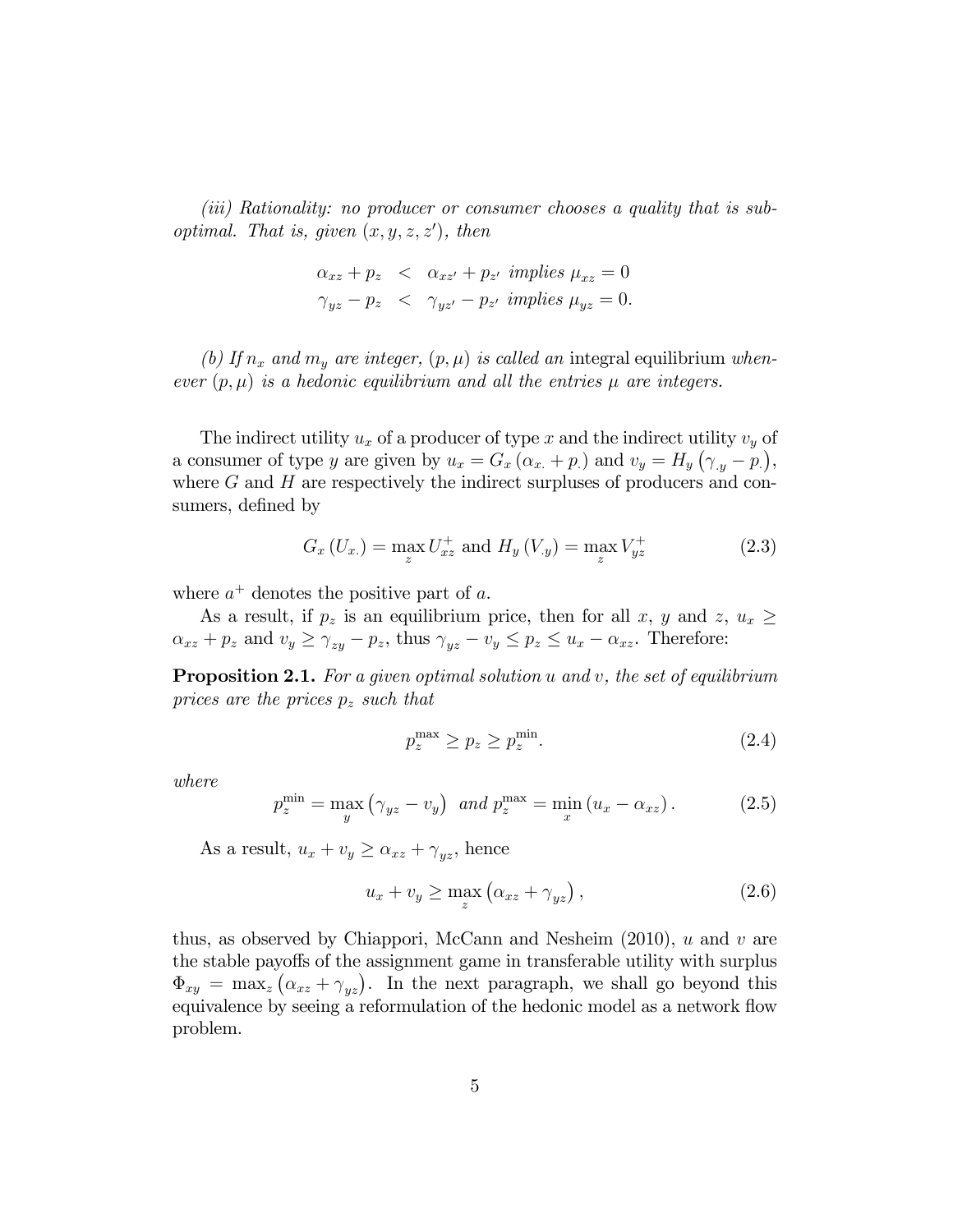*(iii) Rationality: no producer or consumer chooses a quality that is suboptimal. That is, given $(x, y, z, z')$, then*

$$\begin{aligned} \alpha_{xz} + p_z &< \alpha_{xz'} + p_{z'} \text{ implies } \mu_{xz} = 0 \\ \gamma_{yz} - p_z &< \gamma_{yz'} - p_{z'} \text{ implies } \mu_{yz} = 0. \end{aligned}$$

*(b) If $n_x$ and $m_y$ are integer, $(p, \mu)$ is called an* integral equilibrium *whenever $(p, \mu)$ is a hedonic equilibrium and all the entries $\mu$ are integers.*

The indirect utility $u_x$ of a producer of type $x$ and the indirect utility $v_y$ of a consumer of type $y$ are given by $u_x = G_x(\alpha_{x.} + p_.)$ and $v_y = H_y(\gamma_{.y} - p_.)$, where $G$ and $H$ are respectively the indirect surpluses of producers and consumers, defined by

$$G_x(U_{x.}) = \max_z U_{xz}^+ \text{ and } H_y(V_{.y}) = \max_z V_{yz}^+ \tag{2.3}$$

where $a^+$ denotes the positive part of $a$.

As a result, if $p_z$ is an equilibrium price, then for all $x$, $y$ and $z$, $u_x \geq \alpha_{xz} + p_z$ and $v_y \geq \gamma_{zy} - p_z$, thus $\gamma_{yz} - v_y \leq p_z \leq u_x - \alpha_{xz}$. Therefore:

**Proposition 2.1.** *For a given optimal solution $u$ and $v$, the set of equilibrium prices are the prices $p_z$ such that*

$$p_z^{\max} \geq p_z \geq p_z^{\min}. \tag{2.4}$$

*where*

$$p_z^{\min} = \max_y \left(\gamma_{yz} - v_y\right) \text{ and } p_z^{\max} = \min_x \left(u_x - \alpha_{xz}\right). \tag{2.5}$$

As a result, $u_x + v_y \geq \alpha_{xz} + \gamma_{yz}$, hence

$$u_x + v_y \geq \max_z \left(\alpha_{xz} + \gamma_{yz}\right), \tag{2.6}$$

thus, as observed by Chiappori, McCann and Nesheim (2010), $u$ and $v$ are the stable payoffs of the assignment game in transferable utility with surplus $\Phi_{xy} = \max_z \left(\alpha_{xz} + \gamma_{yz}\right)$. In the next paragraph, we shall go beyond this equivalence by seeing a reformulation of the hedonic model as a network flow problem.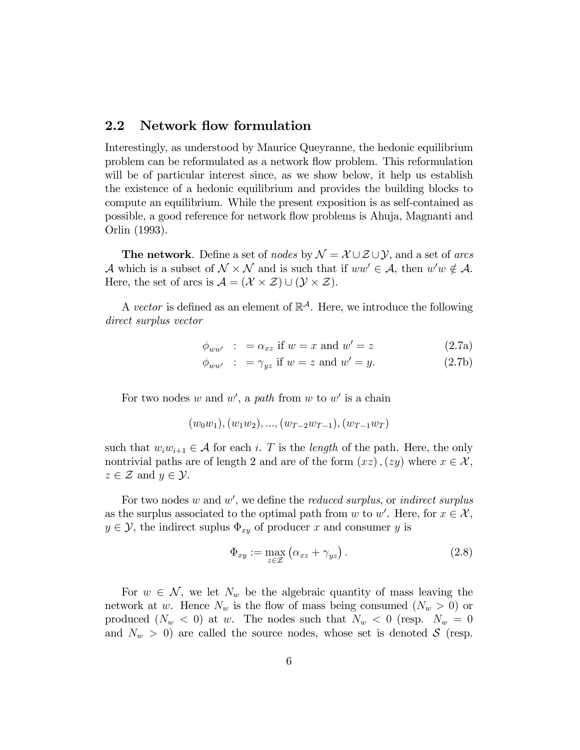## 2.2 Network flow formulation

Interestingly, as understood by Maurice Queyranne, the hedonic equilibrium problem can be reformulated as a network flow problem. This reformulation will be of particular interest since, as we show below, it help us establish the existence of a hedonic equilibrium and provides the building blocks to compute an equilibrium. While the present exposition is as self-contained as possible, a good reference for network flow problems is Ahuja, Magnanti and Orlin (1993).

**The network**. Define a set of *nodes* by $\mathcal{N} = \mathcal{X} \cup \mathcal{Z} \cup \mathcal{Y}$, and a set of *arcs* $\mathcal{A}$ which is a subset of $\mathcal{N} \times \mathcal{N}$ and is such that if $ww' \in \mathcal{A}$, then $w'w \notin \mathcal{A}$. Here, the set of arcs is $\mathcal{A} = (\mathcal{X} \times \mathcal{Z}) \cup (\mathcal{Y} \times \mathcal{Z})$.

A *vector* is defined as an element of $\mathbb{R}^{\mathcal{A}}$. Here, we introduce the following *direct surplus vector*

$$\phi_{ww'} \; : \; = \alpha_{xz} \text{ if } w = x \text{ and } w' = z \tag{2.7a}$$

$$\phi_{ww'} \; : \; = \gamma_{yz} \text{ if } w = z \text{ and } w' = y. \tag{2.7b}$$

For two nodes $w$ and $w'$, a *path* from $w$ to $w'$ is a chain

$$(w_0 w_1), (w_1 w_2), ..., (w_{T-2} w_{T-1}), (w_{T-1} w_T)$$

such that $w_i w_{i+1} \in \mathcal{A}$ for each $i$. $T$ is the *length* of the path. Here, the only nontrivial paths are of length 2 and are of the form $(xz), (zy)$ where $x \in \mathcal{X}$, $z \in \mathcal{Z}$ and $y \in \mathcal{Y}$.

For two nodes $w$ and $w'$, we define the *reduced surplus*, or *indirect surplus* as the surplus associated to the optimal path from $w$ to $w'$. Here, for $x \in \mathcal{X}$, $y \in \mathcal{Y}$, the indirect suplus $\Phi_{xy}$ of producer $x$ and consumer $y$ is

$$\Phi_{xy} := \max_{z \in \mathcal{Z}} \left( \alpha_{xz} + \gamma_{yz} \right). \tag{2.8}$$

For $w \in \mathcal{N}$, we let $N_w$ be the algebraic quantity of mass leaving the network at $w$. Hence $N_w$ is the flow of mass being consumed ($N_w > 0$) or produced ($N_w < 0$) at $w$. The nodes such that $N_w < 0$ (resp. $N_w = 0$ and $N_w > 0$) are called the source nodes, whose set is denoted $\mathcal{S}$ (resp.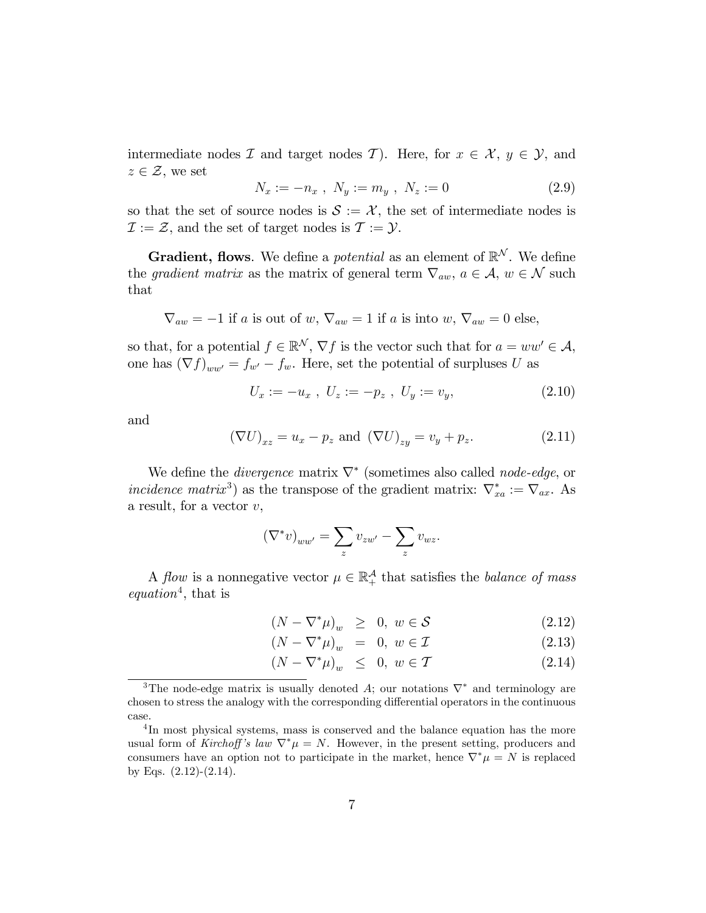intermediate nodes $\mathcal{I}$ and target nodes $\mathcal{T}$). Here, for $x \in \mathcal{X}$, $y \in \mathcal{Y}$, and $z \in \mathcal{Z}$, we set

$$N_x := -n_x \ , \ N_y := m_y \ , \ N_z := 0 \tag{2.9}$$

so that the set of source nodes is $\mathcal{S} := \mathcal{X}$, the set of intermediate nodes is $\mathcal{I} := \mathcal{Z}$, and the set of target nodes is $\mathcal{T} := \mathcal{Y}$.

**Gradient, flows**. We define a *potential* as an element of $\mathbb{R}^{\mathcal{N}}$. We define the *gradient matrix* as the matrix of general term $\nabla_{aw}$, $a \in \mathcal{A}$, $w \in \mathcal{N}$ such that

$$\nabla_{aw} = -1 \text{ if } a \text{ is out of } w, \ \nabla_{aw} = 1 \text{ if } a \text{ is into } w, \ \nabla_{aw} = 0 \text{ else,}$$

so that, for a potential $f \in \mathbb{R}^{\mathcal{N}}$, $\nabla f$ is the vector such that for $a = ww' \in \mathcal{A}$, one has $(\nabla f)_{ww'} = f_{w'} - f_w$. Here, set the potential of surpluses $U$ as

$$U_x := -u_x \ , \ U_z := -p_z \ , \ U_y := v_y, \tag{2.10}$$

and

$$(\nabla U)_{xz} = u_x - p_z \text{ and } (\nabla U)_{zy} = v_y + p_z. \tag{2.11}$$

We define the *divergence* matrix $\nabla^*$ (sometimes also called *node-edge*, or *incidence matrix*[3]) as the transpose of the gradient matrix: $\nabla^*_{xa} := \nabla_{ax}$. As a result, for a vector $v$,

$$(\nabla^* v)_{ww'} = \sum_z v_{zw'} - \sum_z v_{wz}.$$

A *flow* is a nonnegative vector $\mu \in \mathbb{R}^{\mathcal{A}}_+$ that satisfies the *balance of mass equation*[4], that is

$$\begin{aligned}
(N - \nabla^* \mu)_w &\geq 0, \ w \in \mathcal{S} && (2.12)\\
(N - \nabla^* \mu)_w &= 0, \ w \in \mathcal{I} && (2.13)\\
(N - \nabla^* \mu)_w &\leq 0, \ w \in \mathcal{T} && (2.14)
\end{aligned}$$

[3] The node-edge matrix is usually denoted $A$; our notations $\nabla^*$ and terminology are chosen to stress the analogy with the corresponding differential operators in the continuous case.

[4] In most physical systems, mass is conserved and the balance equation has the more usual form of *Kirchoff's law* $\nabla^* \mu = N$. However, in the present setting, producers and consumers have an option not to participate in the market, hence $\nabla^* \mu = N$ is replaced by Eqs. (2.12)-(2.14).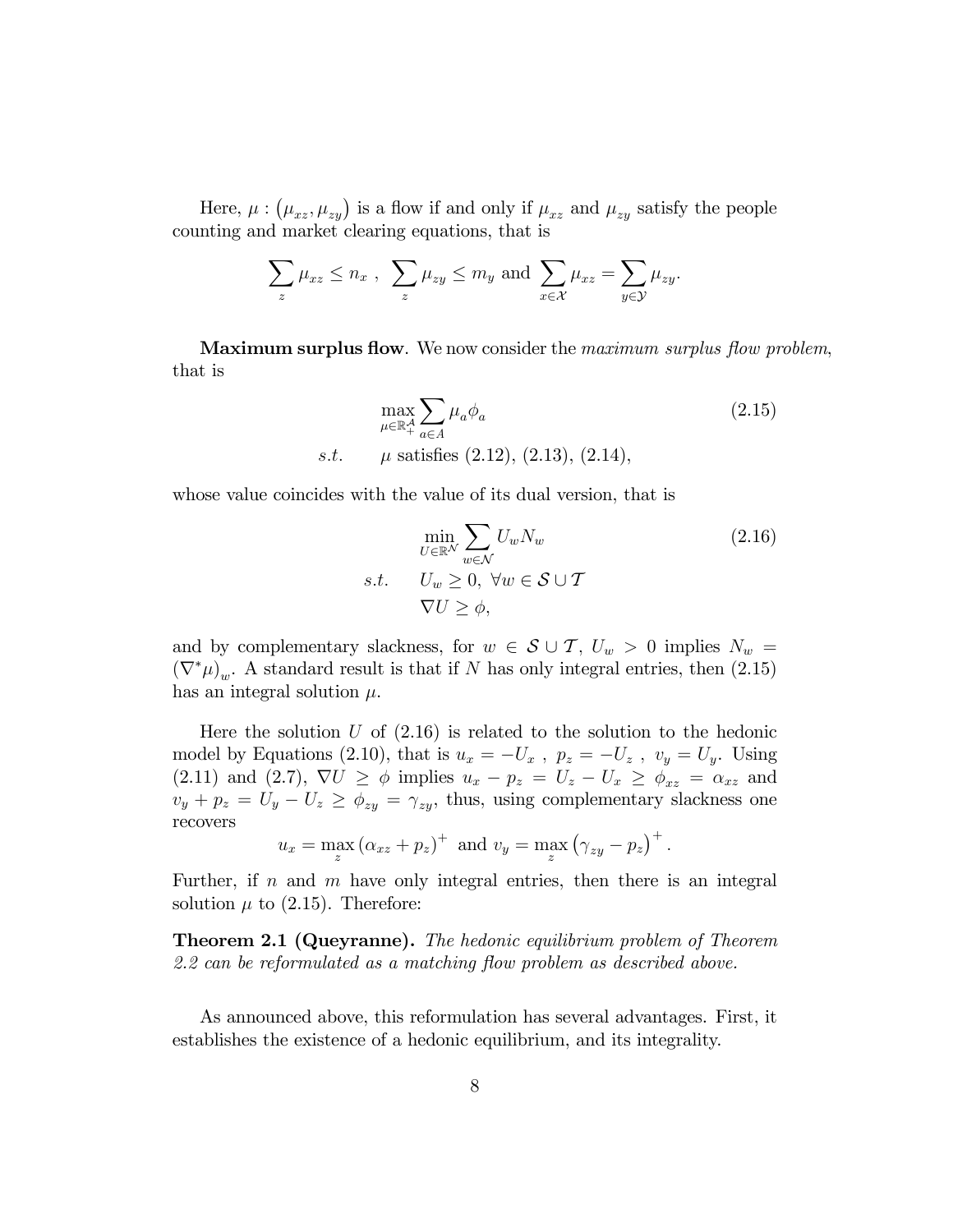Here, $\mu : (\mu_{xz}, \mu_{zy})$ is a flow if and only if $\mu_{xz}$ and $\mu_{zy}$ satisfy the people counting and market clearing equations, that is

$$\sum_z \mu_{xz} \leq n_x \ , \ \sum_z \mu_{zy} \leq m_y \text{ and } \sum_{x \in \mathcal{X}} \mu_{xz} = \sum_{y \in \mathcal{Y}} \mu_{zy}.$$

**Maximum surplus flow**. We now consider the *maximum surplus flow problem*, that is

$$\begin{aligned} &\max_{\mu \in \mathbb{R}_+^{\mathcal{A}}} \sum_{a \in A} \mu_a \phi_a \\ s.t. \quad &\mu \text{ satisfies (2.12), (2.13), (2.14),} \end{aligned} \tag{2.15}$$

whose value coincides with the value of its dual version, that is

$$\begin{aligned} &\min_{U \in \mathbb{R}^{\mathcal{N}}} \sum_{w \in \mathcal{N}} U_w N_w \\ s.t. \quad &U_w \geq 0, \ \forall w \in \mathcal{S} \cup \mathcal{T} \\ &\nabla U \geq \phi, \end{aligned} \tag{2.16}$$

and by complementary slackness, for $w \in \mathcal{S} \cup \mathcal{T}$, $U_w > 0$ implies $N_w = (\nabla^* \mu)_w$. A standard result is that if $N$ has only integral entries, then (2.15) has an integral solution $\mu$.

Here the solution $U$ of (2.16) is related to the solution to the hedonic model by Equations (2.10), that is $u_x = -U_x$ , $p_z = -U_z$ , $v_y = U_y$. Using (2.11) and (2.7), $\nabla U \geq \phi$ implies $u_x - p_z = U_z - U_x \geq \phi_{xz} = \alpha_{xz}$ and $v_y + p_z = U_y - U_z \geq \phi_{zy} = \gamma_{zy}$, thus, using complementary slackness one recovers

$$u_x = \max_z (\alpha_{xz} + p_z)^+ \text{ and } v_y = \max_z (\gamma_{zy} - p_z)^+ .$$

Further, if $n$ and $m$ have only integral entries, then there is an integral solution $\mu$ to (2.15). Therefore:

**Theorem 2.1 (Queyranne).** *The hedonic equilibrium problem of Theorem 2.2 can be reformulated as a matching flow problem as described above.*

As announced above, this reformulation has several advantages. First, it establishes the existence of a hedonic equilibrium, and its integrality.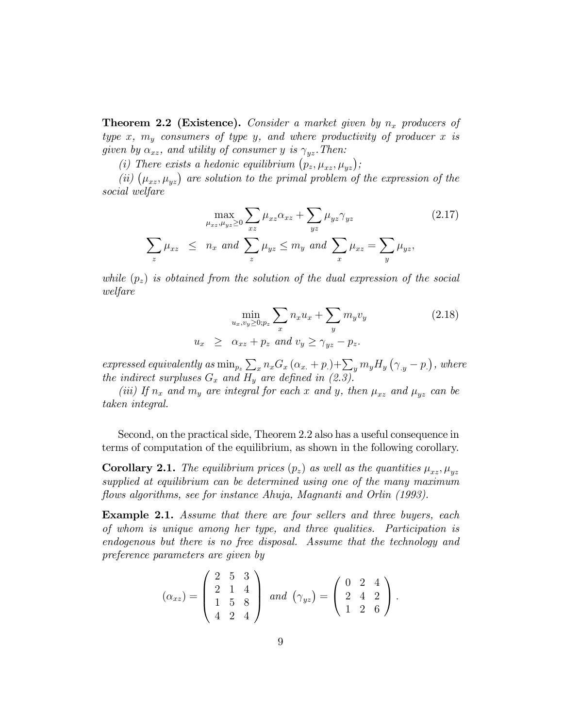**Theorem 2.2 (Existence).** *Consider a market given by $n_x$ producers of type $x$, $m_y$ consumers of type $y$, and where productivity of producer $x$ is given by $\alpha_{xz}$, and utility of consumer $y$ is $\gamma_{yz}$. Then:*

*(i) There exists a hedonic equilibrium $\left(p_z, \mu_{xz}, \mu_{yz}\right)$;*

*(ii) $\left(\mu_{xz}, \mu_{yz}\right)$ are solution to the primal problem of the expression of the social welfare*

$$\max_{\mu_{xz},\mu_{yz}\geq 0} \sum_{xz} \mu_{xz}\alpha_{xz} + \sum_{yz} \mu_{yz}\gamma_{yz} \tag{2.17}$$

$$\sum_z \mu_{xz} \leq n_x \text{ and } \sum_z \mu_{yz} \leq m_y \text{ and } \sum_x \mu_{xz} = \sum_y \mu_{yz},$$

*while $(p_z)$ is obtained from the solution of the dual expression of the social welfare*

$$\min_{u_x,v_y\geq 0;p_z} \sum_x n_x u_x + \sum_y m_y v_y \tag{2.18}$$

$$u_x \geq \alpha_{xz} + p_z \text{ and } v_y \geq \gamma_{yz} - p_z.$$

*expressed equivalently as* $\min_{p_z} \sum_x n_x G_x\left(\alpha_{x.} + p_.\right) + \sum_y m_y H_y\left(\gamma_{.y} - p_.\right)$, *where the indirect surpluses $G_x$ and $H_y$ are defined in (2.3).*

*(iii) If $n_x$ and $m_y$ are integral for each $x$ and $y$, then $\mu_{xz}$ and $\mu_{yz}$ can be taken integral.*

Second, on the practical side, Theorem 2.2 also has a useful consequence in terms of computation of the equilibrium, as shown in the following corollary.

**Corollary 2.1.** *The equilibrium prices $(p_z)$ as well as the quantities $\mu_{xz}, \mu_{yz}$ supplied at equilibrium can be determined using one of the many maximum flows algorithms, see for instance Ahuja, Magnanti and Orlin (1993).*

**Example 2.1.** *Assume that there are four sellers and three buyers, each of whom is unique among her type, and three qualities. Participation is endogenous but there is no free disposal. Assume that the technology and preference parameters are given by*

$$\left(\alpha_{xz}\right) = \begin{pmatrix} 2 & 5 & 3 \\ 2 & 1 & 4 \\ 1 & 5 & 8 \\ 4 & 2 & 4 \end{pmatrix} \text{ and } \left(\gamma_{yz}\right) = \begin{pmatrix} 0 & 2 & 4 \\ 2 & 4 & 2 \\ 1 & 2 & 6 \end{pmatrix}.$$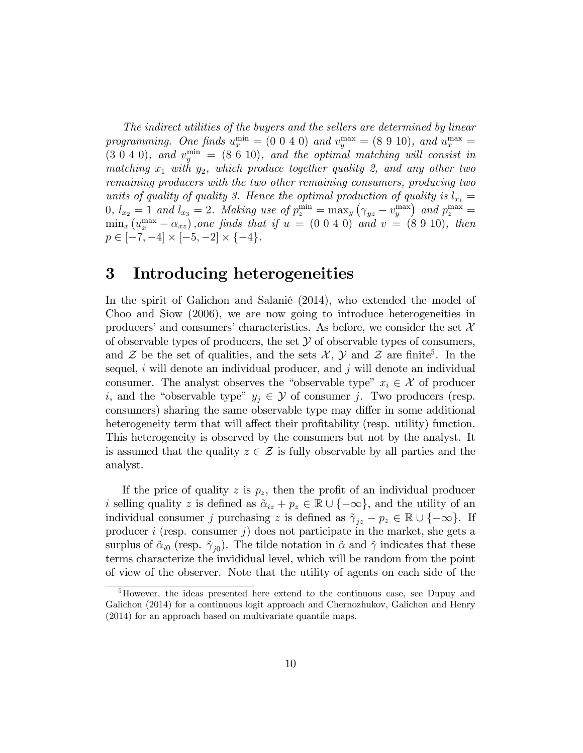*The indirect utilities of the buyers and the sellers are determined by linear programming. One finds $u_x^{\min} = (0\ 0\ 4\ 0)$ and $v_y^{\max} = (8\ 9\ 10)$, and $u_x^{\max} = (3\ 0\ 4\ 0)$, and $v_y^{\min} = (8\ 6\ 10)$, and the optimal matching will consist in matching $x_1$ with $y_2$, which produce together quality 2, and any other two remaining producers with the two other remaining consumers, producing two units of quality of quality 3. Hence the optimal production of quality is $l_{x_1} = 0$, $l_{x_2} = 1$ and $l_{x_3} = 2$. Making use of $p_z^{\min} = \max_y \left(\gamma_{yz} - v_y^{\max}\right)$ and $p_z^{\max} = \min_x \left(u_x^{\max} - \alpha_{xz}\right)$, one finds that if $u = (0\ 0\ 4\ 0)$ and $v = (8\ 9\ 10)$, then $p \in [-7, -4] \times [-5, -2] \times \{-4\}$.*

# 3 Introducing heterogeneities

In the spirit of Galichon and Salanié (2014), who extended the model of Choo and Siow (2006), we are now going to introduce heterogeneities in producers' and consumers' characteristics. As before, we consider the set $\mathcal{X}$ of observable types of producers, the set $\mathcal{Y}$ of observable types of consumers, and $\mathcal{Z}$ be the set of qualities, and the sets $\mathcal{X}$, $\mathcal{Y}$ and $\mathcal{Z}$ are finite[5]. In the sequel, $i$ will denote an individual producer, and $j$ will denote an individual consumer. The analyst observes the "observable type" $x_i \in \mathcal{X}$ of producer $i$, and the "observable type" $y_j \in \mathcal{Y}$ of consumer $j$. Two producers (resp. consumers) sharing the same observable type may differ in some additional heterogeneity term that will affect their profitability (resp. utility) function. This heterogeneity is observed by the consumers but not by the analyst. It is assumed that the quality $z \in \mathcal{Z}$ is fully observable by all parties and the analyst.

If the price of quality $z$ is $p_z$, then the profit of an individual producer $i$ selling quality $z$ is defined as $\tilde{\alpha}_{iz} + p_z \in \mathbb{R} \cup \{-\infty\}$, and the utility of an individual consumer $j$ purchasing $z$ is defined as $\tilde{\gamma}_{jz} - p_z \in \mathbb{R} \cup \{-\infty\}$. If producer $i$ (resp. consumer $j$) does not participate in the market, she gets a surplus of $\tilde{\alpha}_{i0}$ (resp. $\tilde{\gamma}_{j0}$). The tilde notation in $\tilde{\alpha}$ and $\tilde{\gamma}$ indicates that these terms characterize the invididual level, which will be random from the point of view of the observer. Note that the utility of agents on each side of the

[5] However, the ideas presented here extend to the continuous case, see Dupuy and Galichon (2014) for a continuous logit approach and Chernozhukov, Galichon and Henry (2014) for an approach based on multivariate quantile maps.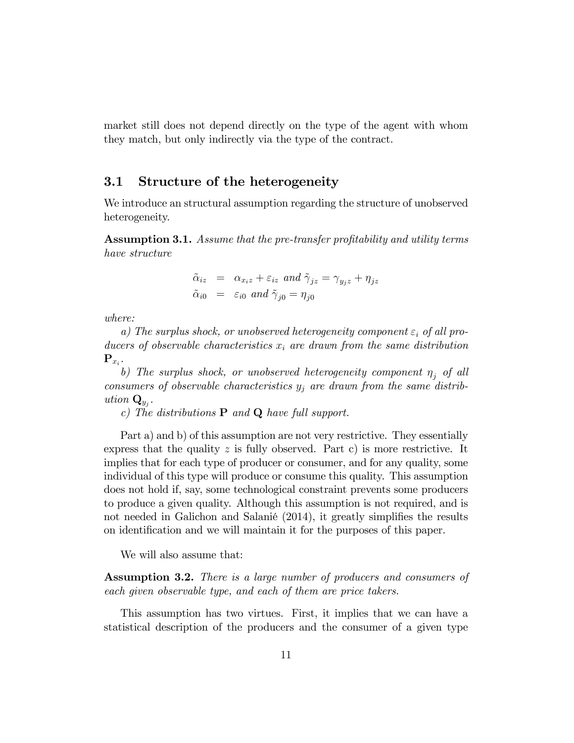market still does not depend directly on the type of the agent with whom they match, but only indirectly via the type of the contract.

## 3.1 Structure of the heterogeneity

We introduce an structural assumption regarding the structure of unobserved heterogeneity.

**Assumption 3.1.** *Assume that the pre-transfer profitability and utility terms have structure*

$$
\begin{aligned}
\tilde{\alpha}_{iz} &= \alpha_{x_i z} + \varepsilon_{iz} \text{ and } \tilde{\gamma}_{jz} = \gamma_{y_j z} + \eta_{jz} \\
\tilde{\alpha}_{i0} &= \varepsilon_{i0} \text{ and } \tilde{\gamma}_{j0} = \eta_{j0}
\end{aligned}
$$

*where:*

*a) The surplus shock, or unobserved heterogeneity component $\varepsilon_i$ of all producers of observable characteristics $x_i$ are drawn from the same distribution $\mathbf{P}_{x_i}$.*

*b) The surplus shock, or unobserved heterogeneity component $\eta_j$ of all consumers of observable characteristics $y_j$ are drawn from the same distribution $\mathbf{Q}_{y_j}$.*

*c) The distributions $\mathbf{P}$ and $\mathbf{Q}$ have full support.*

Part a) and b) of this assumption are not very restrictive. They essentially express that the quality $z$ is fully observed. Part c) is more restrictive. It implies that for each type of producer or consumer, and for any quality, some individual of this type will produce or consume this quality. This assumption does not hold if, say, some technological constraint prevents some producers to produce a given quality. Although this assumption is not required, and is not needed in Galichon and Salanié (2014), it greatly simplifies the results on identification and we will maintain it for the purposes of this paper.

We will also assume that:

**Assumption 3.2.** *There is a large number of producers and consumers of each given observable type, and each of them are price takers.*

This assumption has two virtues. First, it implies that we can have a statistical description of the producers and the consumer of a given type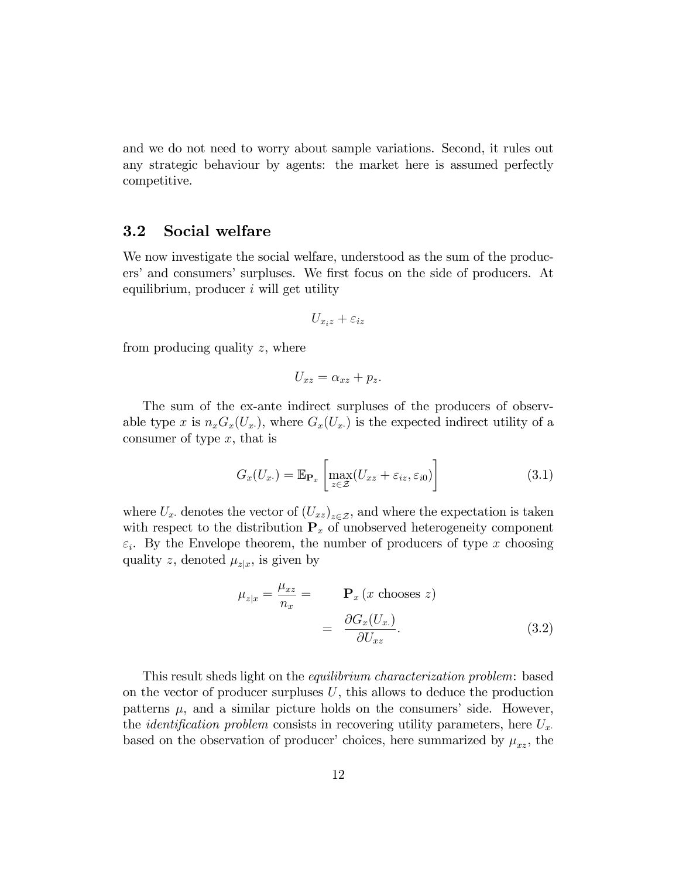and we do not need to worry about sample variations. Second, it rules out any strategic behaviour by agents: the market here is assumed perfectly competitive.

### 3.2 Social welfare

We now investigate the social welfare, understood as the sum of the producers' and consumers' surpluses. We first focus on the side of producers. At equilibrium, producer $i$ will get utility

$$U_{x_i z} + \varepsilon_{iz}$$

from producing quality $z$, where

$$U_{xz} = \alpha_{xz} + p_z.$$

The sum of the ex-ante indirect surpluses of the producers of observable type $x$ is $n_x G_x(U_{x\cdot})$, where $G_x(U_{x\cdot})$ is the expected indirect utility of a consumer of type $x$, that is

$$G_x(U_{x\cdot}) = \mathbb{E}_{\mathbf{P}_x}\left[\max_{z \in \mathcal{Z}}(U_{xz} + \varepsilon_{iz}, \varepsilon_{i0})\right] \tag{3.1}$$

where $U_{x\cdot}$ denotes the vector of $(U_{xz})_{z\in\mathcal{Z}}$, and where the expectation is taken with respect to the distribution $\mathbf{P}_x$ of unobserved heterogeneity component $\varepsilon_i$. By the Envelope theorem, the number of producers of type $x$ choosing quality $z$, denoted $\mu_{z|x}$, is given by

$$\begin{aligned}\mu_{z|x} = \frac{\mu_{xz}}{n_x} = & \quad \mathbf{P}_x\left(x \text{ chooses } z\right) \\ & = \frac{\partial G_x(U_{x\cdot})}{\partial U_{xz}}.\end{aligned} \tag{3.2}$$

This result sheds light on the *equilibrium characterization problem*: based on the vector of producer surpluses $U$, this allows to deduce the production patterns $\mu$, and a similar picture holds on the consumers' side. However, the *identification problem* consists in recovering utility parameters, here $U_{x\cdot}$ based on the observation of producer' choices, here summarized by $\mu_{xz}$, the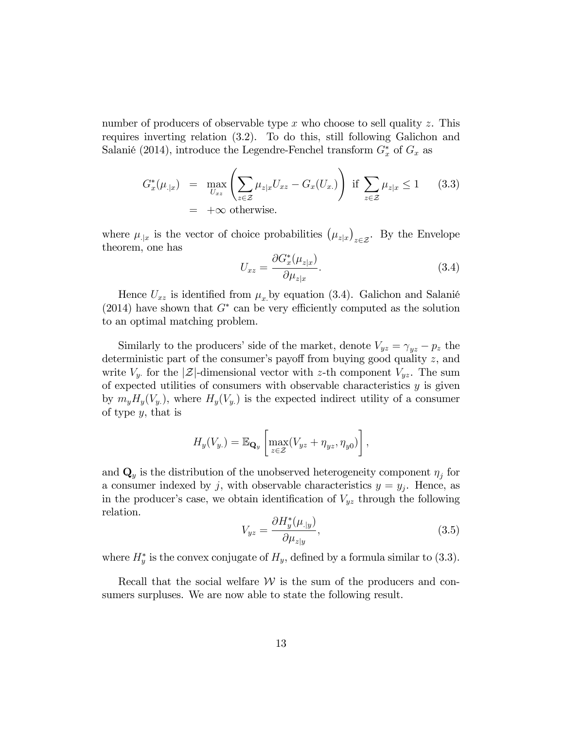number of producers of observable type $x$ who choose to sell quality $z$. This requires inverting relation (3.2). To do this, still following Galichon and Salanié (2014), introduce the Legendre-Fenchel transform $G_x^*$ of $G_x$ as

$$
\begin{aligned}
G_x^*(\mu_{.|x}) &= \max_{U_{xz}} \left( \sum_{z \in \mathcal{Z}} \mu_{z|x} U_{xz} - G_x(U_{x.}) \right) \text{ if } \sum_{z \in \mathcal{Z}} \mu_{z|x} \leq 1 \qquad (3.3) \\
&= +\infty \text{ otherwise.}
\end{aligned}
$$

where $\mu_{.|x}$ is the vector of choice probabilities $\left(\mu_{z|x}\right)_{z \in \mathcal{Z}}$. By the Envelope theorem, one has

$$
U_{xz} = \frac{\partial G_x^*(\mu_{z|x})}{\partial \mu_{z|x}}. \qquad (3.4)
$$

Hence $U_{xz}$ is identified from $\mu_{x.}$ by equation (3.4). Galichon and Salanié (2014) have shown that $G^*$ can be very efficiently computed as the solution to an optimal matching problem.

Similarly to the producers' side of the market, denote $V_{yz} = \gamma_{yz} - p_z$ the deterministic part of the consumer's payoff from buying good quality $z$, and write $V_{y.}$ for the $|\mathcal{Z}|$-dimensional vector with $z$-th component $V_{yz}$. The sum of expected utilities of consumers with observable characteristics $y$ is given by $m_y H_y(V_{y.})$, where $H_y(V_{y.})$ is the expected indirect utility of a consumer of type $y$, that is

$$
H_y(V_{y.}) = \mathbb{E}_{\mathbf{Q}_y} \left[ \max_{z \in \mathcal{Z}} (V_{yz} + \eta_{yz}, \eta_{y0}) \right],
$$

and $\mathbf{Q}_y$ is the distribution of the unobserved heterogeneity component $\eta_j$ for a consumer indexed by $j$, with observable characteristics $y = y_j$. Hence, as in the producer's case, we obtain identification of $V_{yz}$ through the following relation.

$$
V_{yz} = \frac{\partial H_y^*(\mu_{.|y})}{\partial \mu_{z|y}}, \qquad (3.5)
$$

where $H_y^*$ is the convex conjugate of $H_y$, defined by a formula similar to (3.3).

Recall that the social welfare $\mathcal{W}$ is the sum of the producers and consumers surpluses. We are now able to state the following result.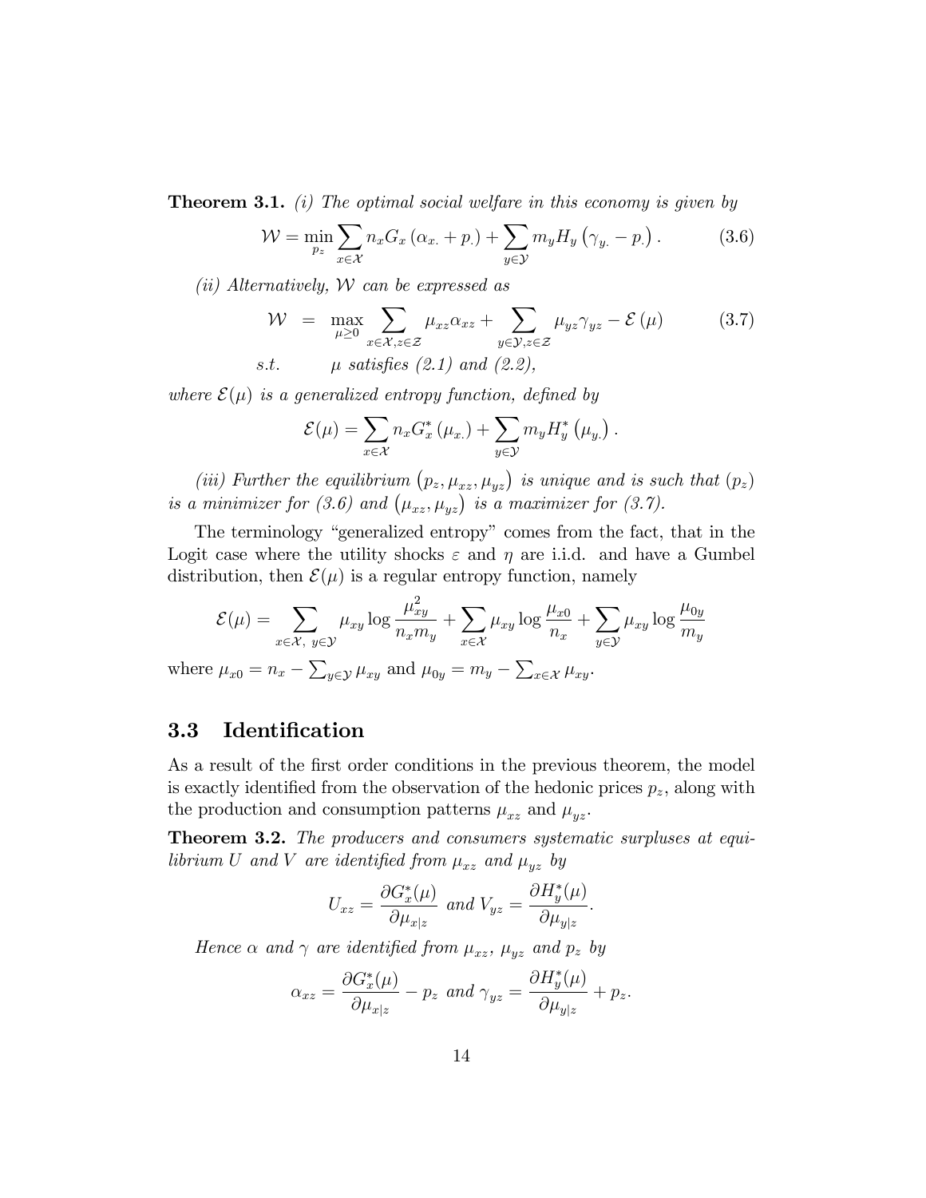**Theorem 3.1.** *(i) The optimal social welfare in this economy is given by*

$$\mathcal{W} = \min_{p_z} \sum_{x \in \mathcal{X}} n_x G_x\left(\alpha_{x.} + p_.\right) + \sum_{y \in \mathcal{Y}} m_y H_y\left(\gamma_{y.} - p_.\right). \tag{3.6}$$

*(ii) Alternatively, $\mathcal{W}$ can be expressed as*

$$\begin{aligned} \mathcal{W} \quad &= \quad \max_{\mu \geq 0} \sum_{x \in \mathcal{X}, z \in \mathcal{Z}} \mu_{xz}\alpha_{xz} + \sum_{y \in \mathcal{Y}, z \in \mathcal{Z}} \mu_{yz}\gamma_{yz} - \mathcal{E}\left(\mu\right) \\ s.t. \quad &\quad \mu \text{ satisfies (2.1) and (2.2),} \end{aligned} \tag{3.7}$$

*where $\mathcal{E}(\mu)$ is a generalized entropy function, defined by*

$$\mathcal{E}(\mu) = \sum_{x \in \mathcal{X}} n_x G_x^*\left(\mu_{x.}\right) + \sum_{y \in \mathcal{Y}} m_y H_y^*\left(\mu_{y.}\right).$$

*(iii) Further the equilibrium $\left(p_z, \mu_{xz}, \mu_{yz}\right)$ is unique and is such that $(p_z)$ is a minimizer for (3.6) and $\left(\mu_{xz}, \mu_{yz}\right)$ is a maximizer for (3.7).*

The terminology "generalized entropy" comes from the fact, that in the Logit case where the utility shocks $\varepsilon$ and $\eta$ are i.i.d. and have a Gumbel distribution, then $\mathcal{E}(\mu)$ is a regular entropy function, namely

$$\mathcal{E}(\mu) = \sum_{x \in \mathcal{X},\ y \in \mathcal{Y}} \mu_{xy} \log \frac{\mu_{xy}^2}{n_x m_y} + \sum_{x \in \mathcal{X}} \mu_{xy} \log \frac{\mu_{x0}}{n_x} + \sum_{y \in \mathcal{Y}} \mu_{xy} \log \frac{\mu_{0y}}{m_y}$$

where $\mu_{x0} = n_x - \sum_{y \in \mathcal{Y}} \mu_{xy}$ and $\mu_{0y} = m_y - \sum_{x \in \mathcal{X}} \mu_{xy}$.

## 3.3 Identification

As a result of the first order conditions in the previous theorem, the model is exactly identified from the observation of the hedonic prices $p_z$, along with the production and consumption patterns $\mu_{xz}$ and $\mu_{yz}$.

**Theorem 3.2.** *The producers and consumers systematic surpluses at equilibrium $U$ and $V$ are identified from $\mu_{xz}$ and $\mu_{yz}$ by*

$$U_{xz} = \frac{\partial G_x^*(\mu)}{\partial \mu_{x|z}} \text{ and } V_{yz} = \frac{\partial H_y^*(\mu)}{\partial \mu_{y|z}}.$$

*Hence $\alpha$ and $\gamma$ are identified from $\mu_{xz}$, $\mu_{yz}$ and $p_z$ by*

$$\alpha_{xz} = \frac{\partial G_x^*(\mu)}{\partial \mu_{x|z}} - p_z \text{ and } \gamma_{yz} = \frac{\partial H_y^*(\mu)}{\partial \mu_{y|z}} + p_z.$$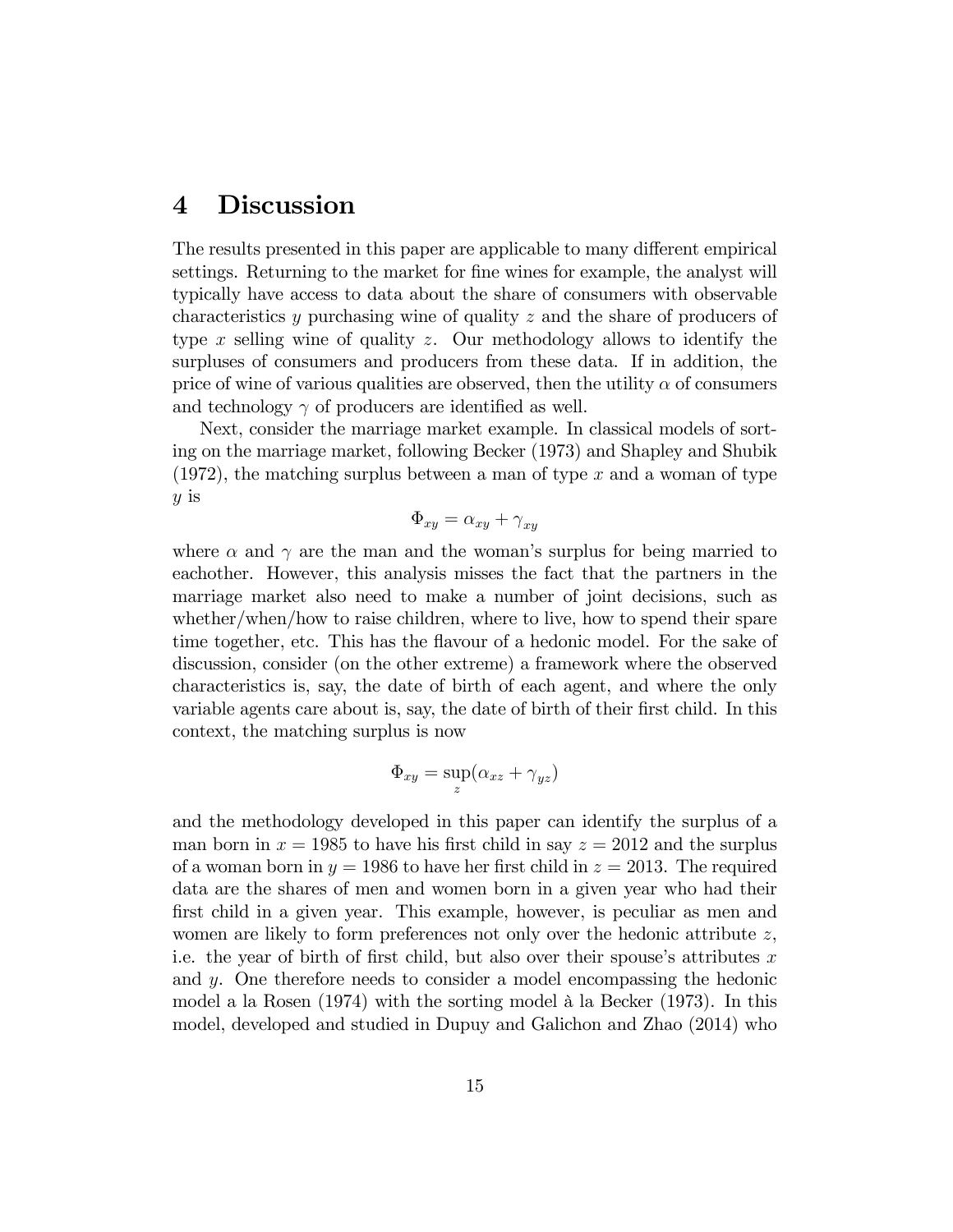# 4 Discussion

The results presented in this paper are applicable to many different empirical settings. Returning to the market for fine wines for example, the analyst will typically have access to data about the share of consumers with observable characteristics $y$ purchasing wine of quality $z$ and the share of producers of type $x$ selling wine of quality $z$. Our methodology allows to identify the surpluses of consumers and producers from these data. If in addition, the price of wine of various qualities are observed, then the utility $\alpha$ of consumers and technology $\gamma$ of producers are identified as well.

Next, consider the marriage market example. In classical models of sorting on the marriage market, following Becker (1973) and Shapley and Shubik (1972), the matching surplus between a man of type $x$ and a woman of type $y$ is

$$\Phi_{xy} = \alpha_{xy} + \gamma_{xy}$$

where $\alpha$ and $\gamma$ are the man and the woman's surplus for being married to eachother. However, this analysis misses the fact that the partners in the marriage market also need to make a number of joint decisions, such as whether/when/how to raise children, where to live, how to spend their spare time together, etc. This has the flavour of a hedonic model. For the sake of discussion, consider (on the other extreme) a framework where the observed characteristics is, say, the date of birth of each agent, and where the only variable agents care about is, say, the date of birth of their first child. In this context, the matching surplus is now

$$\Phi_{xy} = \sup_{z}(\alpha_{xz} + \gamma_{yz})$$

and the methodology developed in this paper can identify the surplus of a man born in $x = 1985$ to have his first child in say $z = 2012$ and the surplus of a woman born in $y = 1986$ to have her first child in $z = 2013$. The required data are the shares of men and women born in a given year who had their first child in a given year. This example, however, is peculiar as men and women are likely to form preferences not only over the hedonic attribute $z$, i.e. the year of birth of first child, but also over their spouse's attributes $x$ and $y$. One therefore needs to consider a model encompassing the hedonic model a la Rosen (1974) with the sorting model à la Becker (1973). In this model, developed and studied in Dupuy and Galichon and Zhao (2014) who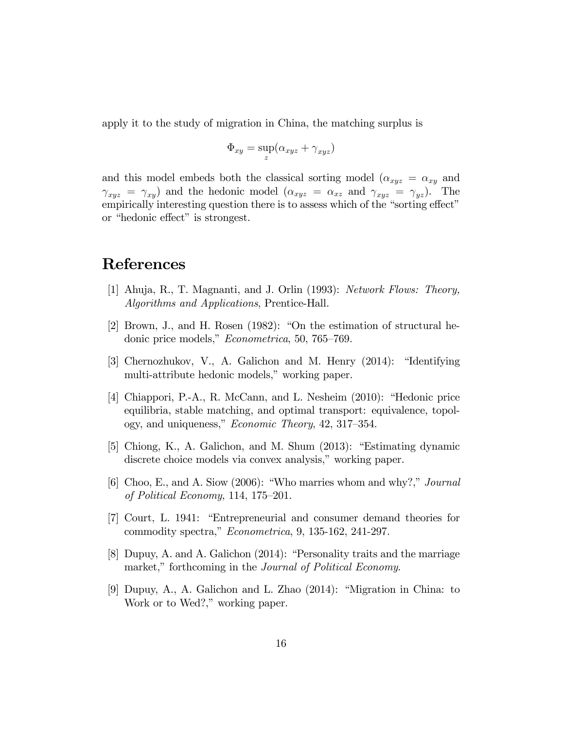apply it to the study of migration in China, the matching surplus is

$$\Phi_{xy} = \sup_z(\alpha_{xyz} + \gamma_{xyz})$$

and this model embeds both the classical sorting model ($\alpha_{xyz} = \alpha_{xy}$ and $\gamma_{xyz} = \gamma_{xy}$) and the hedonic model ($\alpha_{xyz} = \alpha_{xz}$ and $\gamma_{xyz} = \gamma_{yz}$). The empirically interesting question there is to assess which of the "sorting effect" or "hedonic effect" is strongest.

# References

[1] Ahuja, R., T. Magnanti, and J. Orlin (1993): *Network Flows: Theory, Algorithms and Applications*, Prentice-Hall.

[2] Brown, J., and H. Rosen (1982): "On the estimation of structural hedonic price models," *Econometrica*, 50, 765–769.

[3] Chernozhukov, V., A. Galichon and M. Henry (2014): "Identifying multi-attribute hedonic models," working paper.

[4] Chiappori, P.-A., R. McCann, and L. Nesheim (2010): "Hedonic price equilibria, stable matching, and optimal transport: equivalence, topology, and uniqueness," *Economic Theory*, 42, 317–354.

[5] Chiong, K., A. Galichon, and M. Shum (2013): "Estimating dynamic discrete choice models via convex analysis," working paper.

[6] Choo, E., and A. Siow (2006): "Who marries whom and why?," *Journal of Political Economy*, 114, 175–201.

[7] Court, L. 1941: "Entrepreneurial and consumer demand theories for commodity spectra," *Econometrica*, 9, 135-162, 241-297.

[8] Dupuy, A. and A. Galichon (2014): "Personality traits and the marriage market," forthcoming in the *Journal of Political Economy*.

[9] Dupuy, A., A. Galichon and L. Zhao (2014): "Migration in China: to Work or to Wed?," working paper.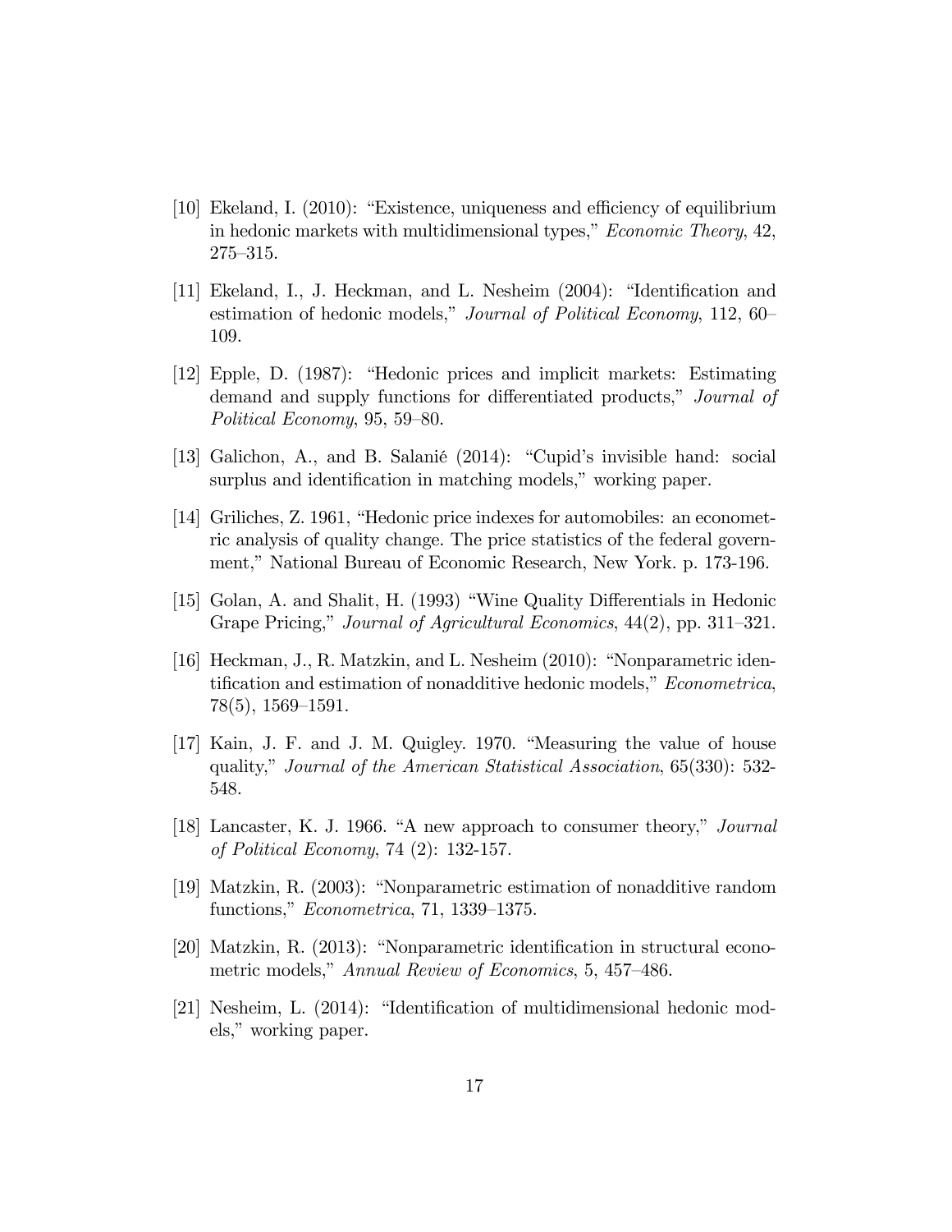[10] Ekeland, I. (2010): "Existence, uniqueness and efficiency of equilibrium in hedonic markets with multidimensional types," *Economic Theory*, 42, 275–315.

[11] Ekeland, I., J. Heckman, and L. Nesheim (2004): "Identification and estimation of hedonic models," *Journal of Political Economy*, 112, 60–109.

[12] Epple, D. (1987): "Hedonic prices and implicit markets: Estimating demand and supply functions for differentiated products," *Journal of Political Economy*, 95, 59–80.

[13] Galichon, A., and B. Salanié (2014): "Cupid's invisible hand: social surplus and identification in matching models," working paper.

[14] Griliches, Z. 1961, "Hedonic price indexes for automobiles: an econometric analysis of quality change. The price statistics of the federal government," National Bureau of Economic Research, New York. p. 173-196.

[15] Golan, A. and Shalit, H. (1993) "Wine Quality Differentials in Hedonic Grape Pricing," *Journal of Agricultural Economics*, 44(2), pp. 311–321.

[16] Heckman, J., R. Matzkin, and L. Nesheim (2010): "Nonparametric identification and estimation of nonadditive hedonic models," *Econometrica*, 78(5), 1569–1591.

[17] Kain, J. F. and J. M. Quigley. 1970. "Measuring the value of house quality," *Journal of the American Statistical Association*, 65(330): 532-548.

[18] Lancaster, K. J. 1966. "A new approach to consumer theory," *Journal of Political Economy*, 74 (2): 132-157.

[19] Matzkin, R. (2003): "Nonparametric estimation of nonadditive random functions," *Econometrica*, 71, 1339–1375.

[20] Matzkin, R. (2013): "Nonparametric identification in structural econometric models," *Annual Review of Economics*, 5, 457–486.

[21] Nesheim, L. (2014): "Identification of multidimensional hedonic models," working paper.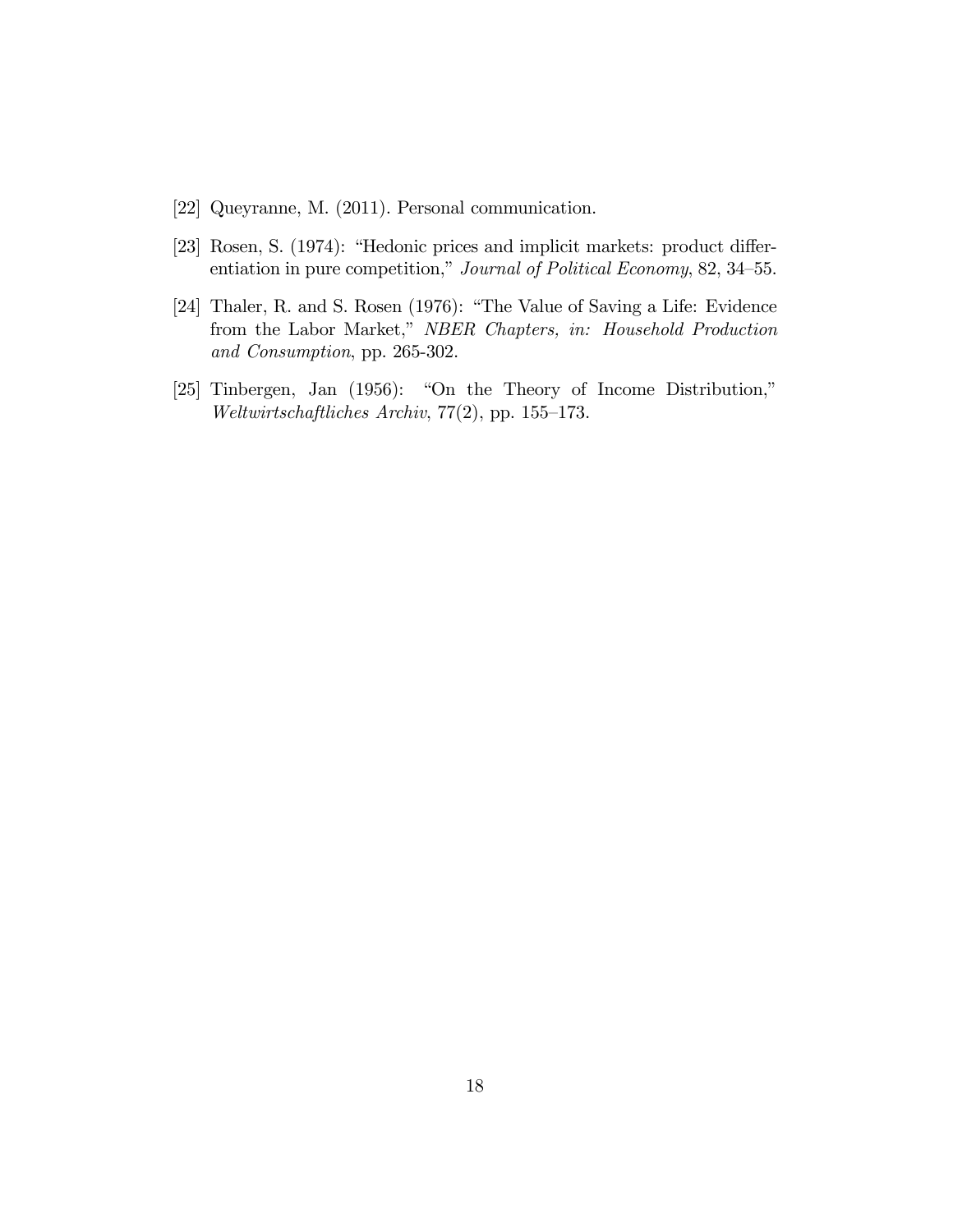[22] Queyranne, M. (2011). Personal communication.

[23] Rosen, S. (1974): "Hedonic prices and implicit markets: product differentiation in pure competition," *Journal of Political Economy*, 82, 34–55.

[24] Thaler, R. and S. Rosen (1976): "The Value of Saving a Life: Evidence from the Labor Market," *NBER Chapters, in: Household Production and Consumption*, pp. 265-302.

[25] Tinbergen, Jan (1956): "On the Theory of Income Distribution," *Weltwirtschaftliches Archiv*, 77(2), pp. 155–173.